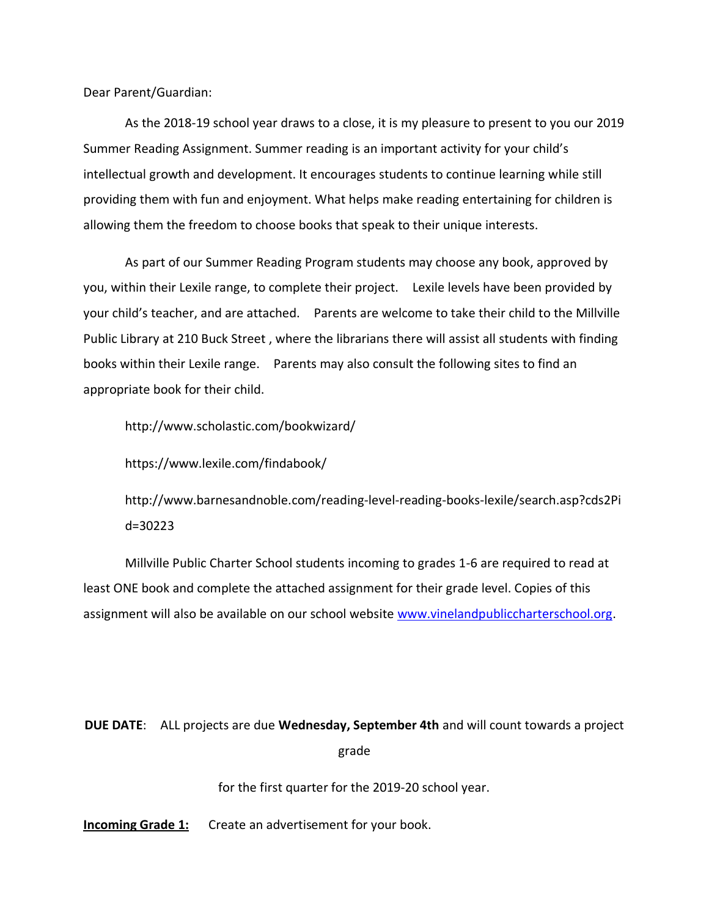Dear Parent/Guardian:

As the 2018-19 school year draws to a close, it is my pleasure to present to you our 2019 Summer Reading Assignment. Summer reading is an important activity for your child's intellectual growth and development. It encourages students to continue learning while still providing them with fun and enjoyment. What helps make reading entertaining for children is allowing them the freedom to choose books that speak to their unique interests.

As part of our Summer Reading Program students may choose any book, approved by you, within their Lexile range, to complete their project. Lexile levels have been provided by your child's teacher, and are attached. Parents are welcome to take their child to the Millville Public Library at 210 Buck Street , where the librarians there will assist all students with finding books within their Lexile range. Parents may also consult the following sites to find an appropriate book for their child.

http://www.scholastic.com/bookwizard/

https://www.lexile.com/findabook/

http://www.barnesandnoble.com/reading-level-reading-books-lexile/search.asp?cds2Pid=30223

Millville Public Charter School students incoming to grades 1-6 are required to read at least ONE book and complete the attached assignment for their grade level. Copies of this assignment will also be available on our school website www.vinelandpubliccharterschool.org.

**DUE DATE**: ALL projects are due **Wednesday, September 4th** and will count towards a project grade for the first quarter for the 2019-20 school year.

**Incoming Grade 1:** Create an advertisement for your book.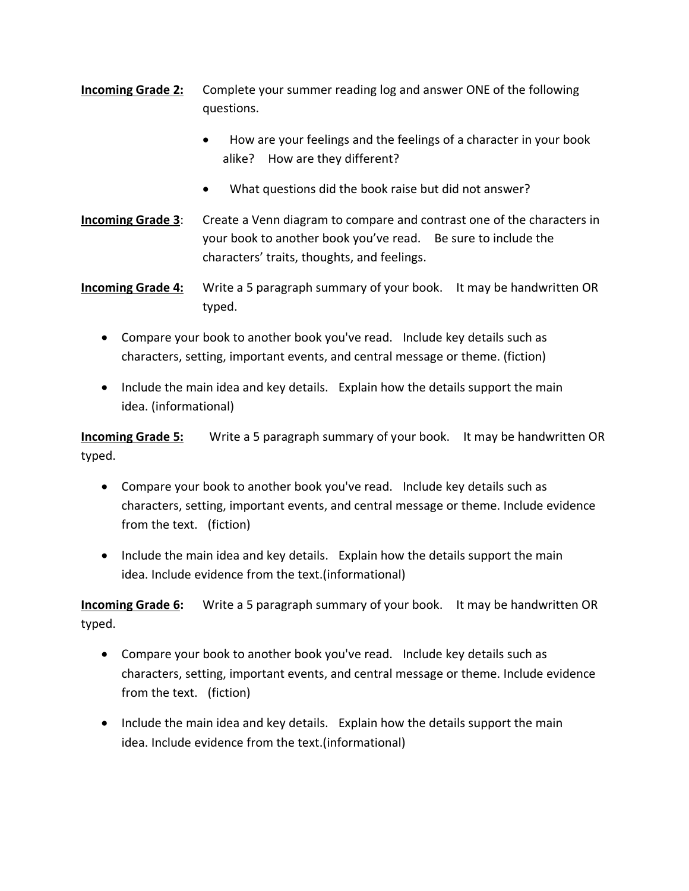**Incoming Grade 2:** Complete your summer reading log and answer ONE of the following questions.

- How are your feelings and the feelings of a character in your book alike? How are they different?
- What questions did the book raise but did not answer?

**Incoming Grade 3**: Create a Venn diagram to compare and contrast one of the characters in your book to another book you've read. Be sure to include the characters' traits, thoughts, and feelings.

**Incoming Grade 4:** Write a 5 paragraph summary of your book. It may be handwritten OR typed.

- Compare your book to another book you've read. Include key details such as characters, setting, important events, and central message or theme. (fiction)
- Include the main idea and key details. Explain how the details support the main idea. (informational)

**Incoming Grade 5:** Write a 5 paragraph summary of your book. It may be handwritten OR typed.

- Compare your book to another book you've read. Include key details such as characters, setting, important events, and central message or theme. Include evidence from the text. (fiction)
- Include the main idea and key details. Explain how the details support the main idea. Include evidence from the text.(informational)

**Incoming Grade 6:** Write a 5 paragraph summary of your book. It may be handwritten OR typed.

- Compare your book to another book you've read. Include key details such as characters, setting, important events, and central message or theme. Include evidence from the text. (fiction)
- Include the main idea and key details. Explain how the details support the main idea. Include evidence from the text.(informational)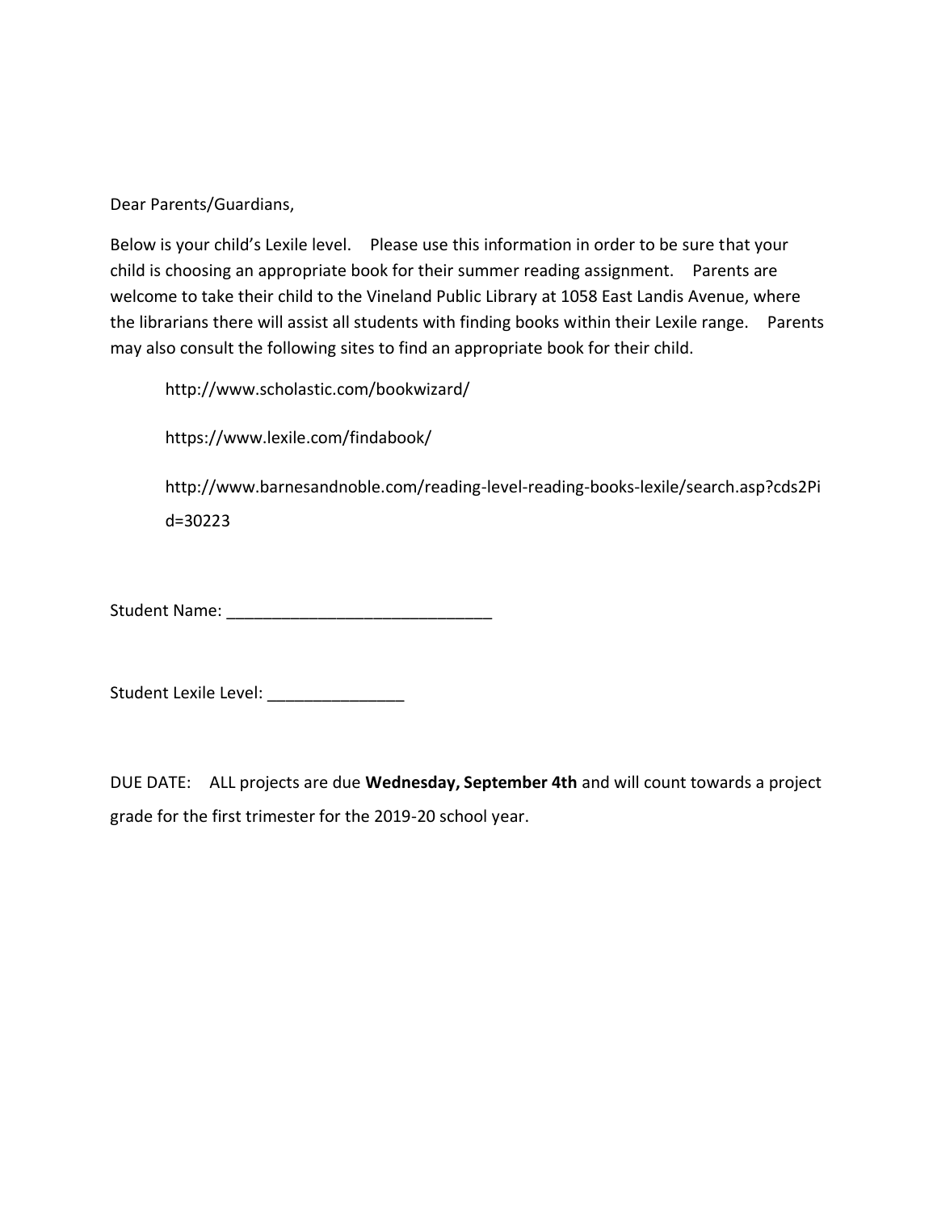Dear Parents/Guardians,

Below is your child's Lexile level. Please use this information in order to be sure that your child is choosing an appropriate book for their summer reading assignment. Parents are welcome to take their child to the Vineland Public Library at 1058 East Landis Avenue, where the librarians there will assist all students with finding books within their Lexile range. Parents may also consult the following sites to find an appropriate book for their child.

http://www.scholastic.com/bookwizard/

https://www.lexile.com/findabook/

http://www.barnesandnoble.com/reading-level-reading-books-lexile/search.asp?cds2Pid=30223

Student Name: _____________________________

Student Lexile Level: _______________

DUE DATE: ALL projects are due **Wednesday, September 4th** and will count towards a project grade for the first trimester for the 2019-20 school year.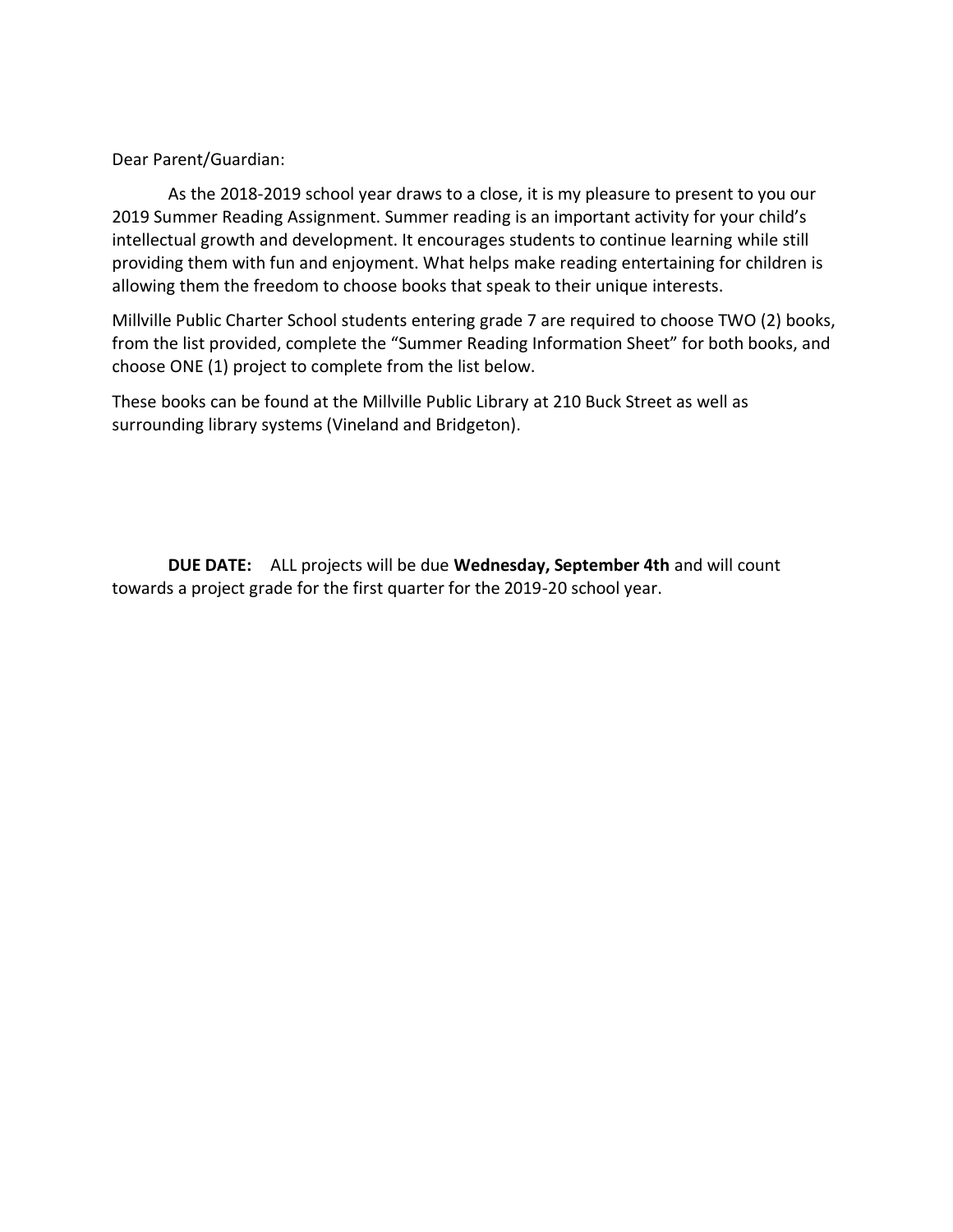Dear Parent/Guardian:

As the 2018-2019 school year draws to a close, it is my pleasure to present to you our 2019 Summer Reading Assignment. Summer reading is an important activity for your child's intellectual growth and development. It encourages students to continue learning while still providing them with fun and enjoyment. What helps make reading entertaining for children is allowing them the freedom to choose books that speak to their unique interests.

Millville Public Charter School students entering grade 7 are required to choose TWO (2) books, from the list provided, complete the "Summer Reading Information Sheet" for both books, and choose ONE (1) project to complete from the list below.

These books can be found at the Millville Public Library at 210 Buck Street as well as surrounding library systems (Vineland and Bridgeton).

**DUE DATE:** ALL projects will be due **Wednesday, September 4th** and will count towards a project grade for the first quarter for the 2019-20 school year.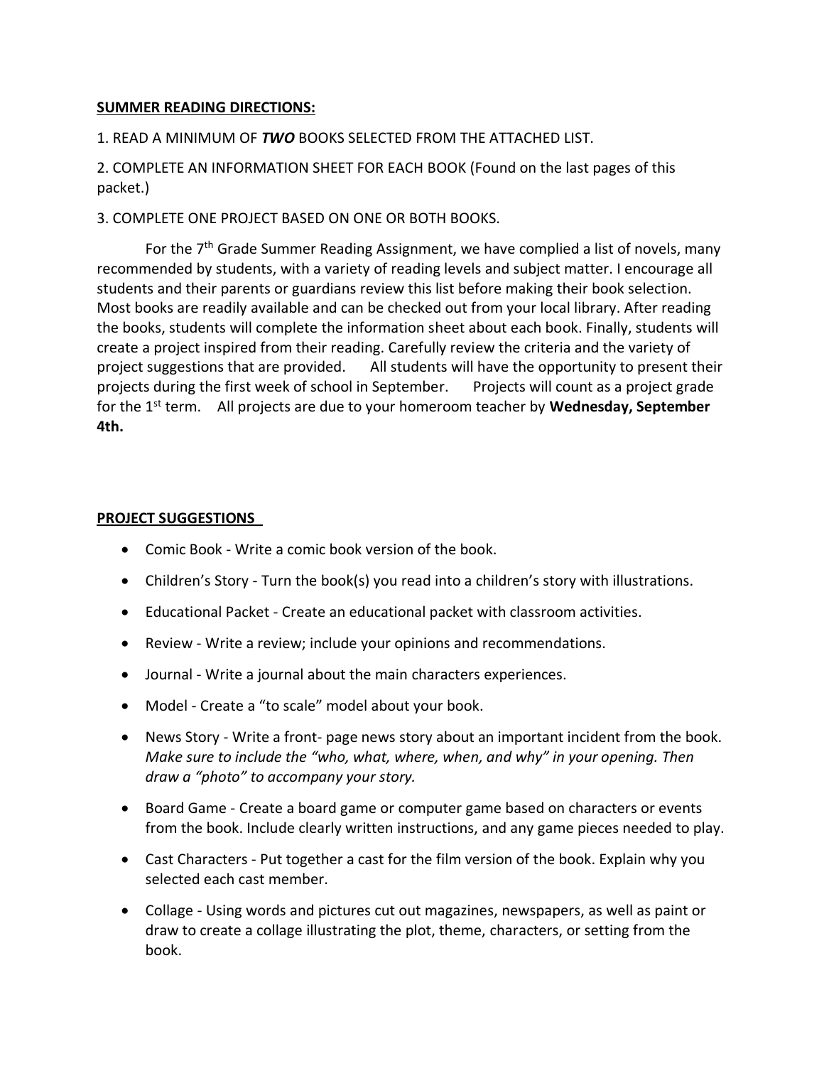**SUMMER READING DIRECTIONS:**

1. READ A MINIMUM OF ***TWO*** BOOKS SELECTED FROM THE ATTACHED LIST.

2. COMPLETE AN INFORMATION SHEET FOR EACH BOOK (Found on the last pages of this packet.)

3. COMPLETE ONE PROJECT BASED ON ONE OR BOTH BOOKS.

For the 7th Grade Summer Reading Assignment, we have complied a list of novels, many recommended by students, with a variety of reading levels and subject matter. I encourage all students and their parents or guardians review this list before making their book selection. Most books are readily available and can be checked out from your local library. After reading the books, students will complete the information sheet about each book. Finally, students will create a project inspired from their reading. Carefully review the criteria and the variety of project suggestions that are provided. All students will have the opportunity to present their projects during the first week of school in September. Projects will count as a project grade for the 1st term. All projects are due to your homeroom teacher by **Wednesday, September 4th.**

**PROJECT SUGGESTIONS**

- Comic Book - Write a comic book version of the book.
- Children's Story - Turn the book(s) you read into a children's story with illustrations.
- Educational Packet - Create an educational packet with classroom activities.
- Review - Write a review; include your opinions and recommendations.
- Journal - Write a journal about the main characters experiences.
- Model - Create a "to scale" model about your book.
- News Story - Write a front- page news story about an important incident from the book. *Make sure to include the "who, what, where, when, and why" in your opening. Then draw a "photo" to accompany your story.*
- Board Game - Create a board game or computer game based on characters or events from the book. Include clearly written instructions, and any game pieces needed to play.
- Cast Characters - Put together a cast for the film version of the book. Explain why you selected each cast member.
- Collage - Using words and pictures cut out magazines, newspapers, as well as paint or draw to create a collage illustrating the plot, theme, characters, or setting from the book.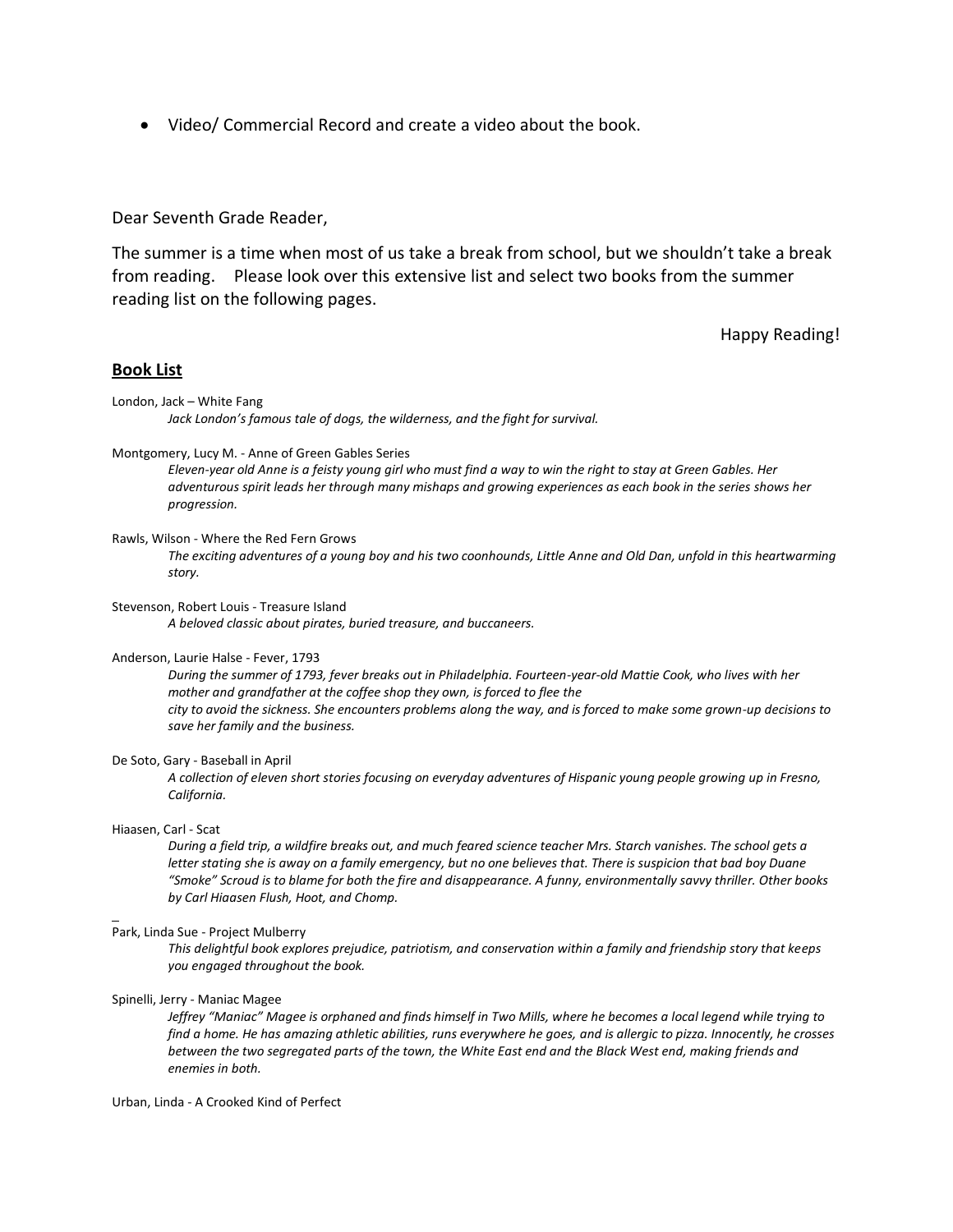- Video/ Commercial Record and create a video about the book.

Dear Seventh Grade Reader,

The summer is a time when most of us take a break from school, but we shouldn't take a break from reading. Please look over this extensive list and select two books from the summer reading list on the following pages.

Happy Reading!

## **Book List**

London, Jack – White Fang

*Jack London's famous tale of dogs, the wilderness, and the fight for survival.*

Montgomery, Lucy M. - Anne of Green Gables Series

*Eleven-year old Anne is a feisty young girl who must find a way to win the right to stay at Green Gables. Her adventurous spirit leads her through many mishaps and growing experiences as each book in the series shows her progression.*

Rawls, Wilson - Where the Red Fern Grows

*The exciting adventures of a young boy and his two coonhounds, Little Anne and Old Dan, unfold in this heartwarming story.*

Stevenson, Robert Louis - Treasure Island

*A beloved classic about pirates, buried treasure, and buccaneers.*

Anderson, Laurie Halse - Fever, 1793

*During the summer of 1793, fever breaks out in Philadelphia. Fourteen-year-old Mattie Cook, who lives with her mother and grandfather at the coffee shop they own, is forced to flee the city to avoid the sickness. She encounters problems along the way, and is forced to make some grown-up decisions to save her family and the business.*

De Soto, Gary - Baseball in April

*A collection of eleven short stories focusing on everyday adventures of Hispanic young people growing up in Fresno, California.*

Hiaasen, Carl - Scat

*During a field trip, a wildfire breaks out, and much feared science teacher Mrs. Starch vanishes. The school gets a letter stating she is away on a family emergency, but no one believes that. There is suspicion that bad boy Duane "Smoke" Scroud is to blame for both the fire and disappearance. A funny, environmentally savvy thriller. Other books by Carl Hiaasen Flush, Hoot, and Chomp.*

Park, Linda Sue - Project Mulberry

*This delightful book explores prejudice, patriotism, and conservation within a family and friendship story that keeps you engaged throughout the book.*

Spinelli, Jerry - Maniac Magee

*Jeffrey "Maniac" Magee is orphaned and finds himself in Two Mills, where he becomes a local legend while trying to find a home. He has amazing athletic abilities, runs everywhere he goes, and is allergic to pizza. Innocently, he crosses between the two segregated parts of the town, the White East end and the Black West end, making friends and enemies in both.*

Urban, Linda - A Crooked Kind of Perfect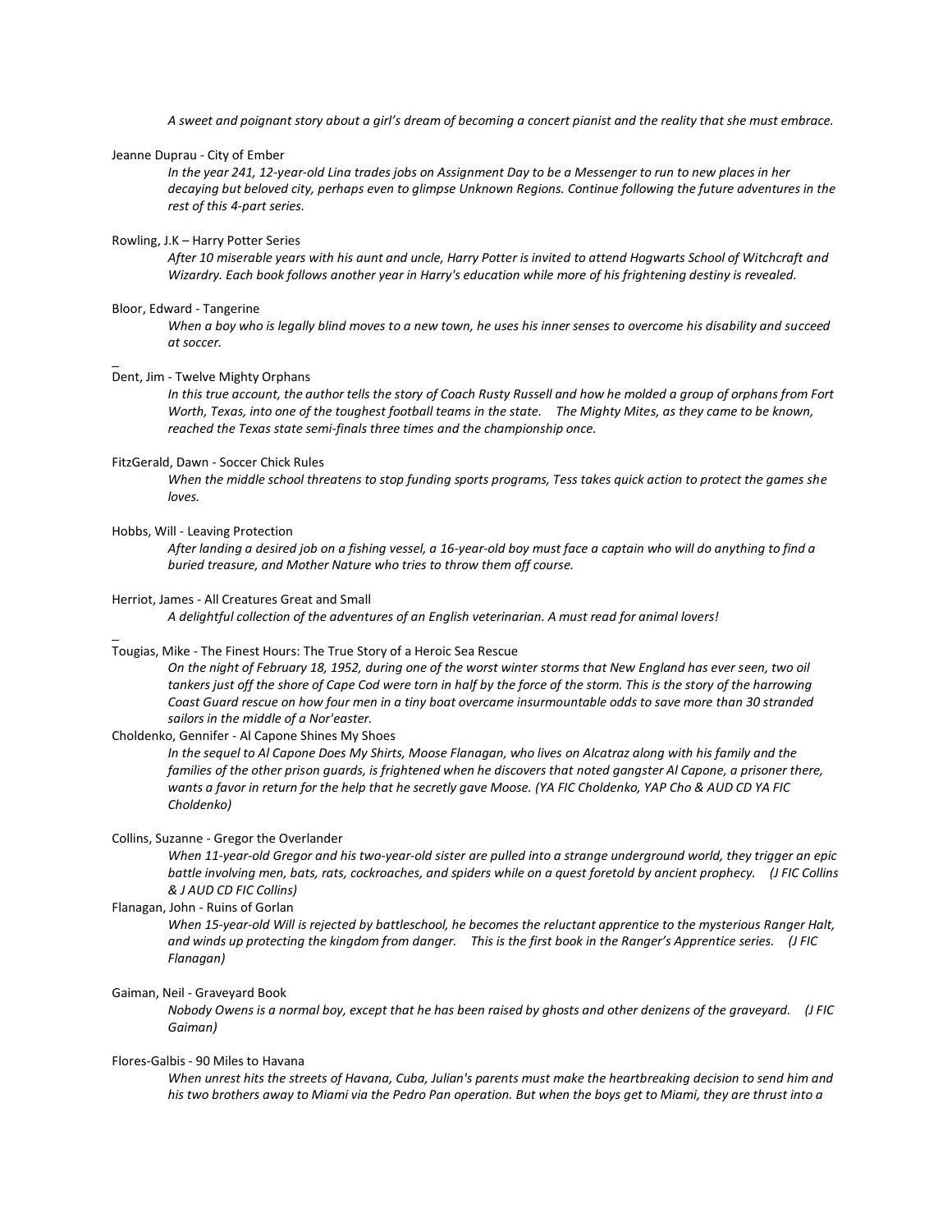*A sweet and poignant story about a girl's dream of becoming a concert pianist and the reality that she must embrace.*

Jeanne Duprau - City of Ember

*In the year 241, 12-year-old Lina trades jobs on Assignment Day to be a Messenger to run to new places in her decaying but beloved city, perhaps even to glimpse Unknown Regions. Continue following the future adventures in the rest of this 4-part series.*

Rowling, J.K – Harry Potter Series

*After 10 miserable years with his aunt and uncle, Harry Potter is invited to attend Hogwarts School of Witchcraft and Wizardry. Each book follows another year in Harry's education while more of his frightening destiny is revealed.*

Bloor, Edward - Tangerine

*When a boy who is legally blind moves to a new town, he uses his inner senses to overcome his disability and succeed at soccer.*

Dent, Jim - Twelve Mighty Orphans

*In this true account, the author tells the story of Coach Rusty Russell and how he molded a group of orphans from Fort Worth, Texas, into one of the toughest football teams in the state. The Mighty Mites, as they came to be known, reached the Texas state semi-finals three times and the championship once.*

FitzGerald, Dawn - Soccer Chick Rules

*When the middle school threatens to stop funding sports programs, Tess takes quick action to protect the games she loves.*

Hobbs, Will - Leaving Protection

*After landing a desired job on a fishing vessel, a 16-year-old boy must face a captain who will do anything to find a buried treasure, and Mother Nature who tries to throw them off course.*

Herriot, James - All Creatures Great and Small

*A delightful collection of the adventures of an English veterinarian. A must read for animal lovers!*

Tougias, Mike - The Finest Hours: The True Story of a Heroic Sea Rescue

*On the night of February 18, 1952, during one of the worst winter storms that New England has ever seen, two oil tankers just off the shore of Cape Cod were torn in half by the force of the storm. This is the story of the harrowing Coast Guard rescue on how four men in a tiny boat overcame insurmountable odds to save more than 30 stranded sailors in the middle of a Nor'easter.*

Choldenko, Gennifer - Al Capone Shines My Shoes

*In the sequel to Al Capone Does My Shirts, Moose Flanagan, who lives on Alcatraz along with his family and the families of the other prison guards, is frightened when he discovers that noted gangster Al Capone, a prisoner there, wants a favor in return for the help that he secretly gave Moose. (YA FIC Choldenko, YAP Cho & AUD CD YA FIC Choldenko)*

Collins, Suzanne - Gregor the Overlander

*When 11-year-old Gregor and his two-year-old sister are pulled into a strange underground world, they trigger an epic battle involving men, bats, rats, cockroaches, and spiders while on a quest foretold by ancient prophecy. (J FIC Collins & J AUD CD FIC Collins)*

Flanagan, John - Ruins of Gorlan

*When 15-year-old Will is rejected by battleschool, he becomes the reluctant apprentice to the mysterious Ranger Halt, and winds up protecting the kingdom from danger. This is the first book in the Ranger's Apprentice series. (J FIC Flanagan)*

Gaiman, Neil - Graveyard Book

*Nobody Owens is a normal boy, except that he has been raised by ghosts and other denizens of the graveyard. (J FIC Gaiman)*

Flores-Galbis - 90 Miles to Havana

*When unrest hits the streets of Havana, Cuba, Julian's parents must make the heartbreaking decision to send him and his two brothers away to Miami via the Pedro Pan operation. But when the boys get to Miami, they are thrust into a*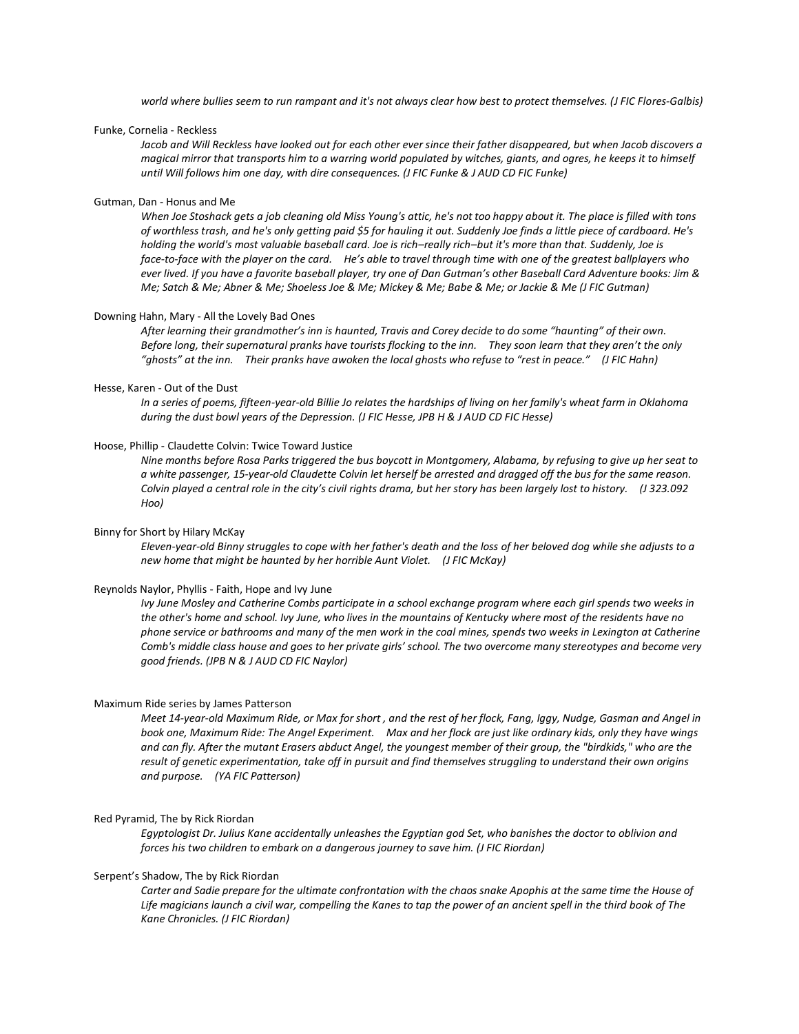*world where bullies seem to run rampant and it's not always clear how best to protect themselves. (J FIC Flores-Galbis)*

Funke, Cornelia - Reckless

*Jacob and Will Reckless have looked out for each other ever since their father disappeared, but when Jacob discovers a magical mirror that transports him to a warring world populated by witches, giants, and ogres, he keeps it to himself until Will follows him one day, with dire consequences. (J FIC Funke & J AUD CD FIC Funke)*

Gutman, Dan - Honus and Me

*When Joe Stoshack gets a job cleaning old Miss Young's attic, he's not too happy about it. The place is filled with tons of worthless trash, and he's only getting paid $5 for hauling it out. Suddenly Joe finds a little piece of cardboard. He's holding the world's most valuable baseball card. Joe is rich–really rich–but it's more than that. Suddenly, Joe is face-to-face with the player on the card. He's able to travel through time with one of the greatest ballplayers who ever lived. If you have a favorite baseball player, try one of Dan Gutman's other Baseball Card Adventure books: Jim & Me; Satch & Me; Abner & Me; Shoeless Joe & Me; Mickey & Me; Babe & Me; or Jackie & Me (J FIC Gutman)*

Downing Hahn, Mary - All the Lovely Bad Ones

*After learning their grandmother's inn is haunted, Travis and Corey decide to do some "haunting" of their own. Before long, their supernatural pranks have tourists flocking to the inn. They soon learn that they aren't the only "ghosts" at the inn. Their pranks have awoken the local ghosts who refuse to "rest in peace." (J FIC Hahn)*

Hesse, Karen - Out of the Dust

*In a series of poems, fifteen-year-old Billie Jo relates the hardships of living on her family's wheat farm in Oklahoma during the dust bowl years of the Depression. (J FIC Hesse, JPB H & J AUD CD FIC Hesse)*

Hoose, Phillip - Claudette Colvin: Twice Toward Justice

*Nine months before Rosa Parks triggered the bus boycott in Montgomery, Alabama, by refusing to give up her seat to a white passenger, 15-year-old Claudette Colvin let herself be arrested and dragged off the bus for the same reason. Colvin played a central role in the city's civil rights drama, but her story has been largely lost to history. (J 323.092 Hoo)*

Binny for Short by Hilary McKay

*Eleven-year-old Binny struggles to cope with her father's death and the loss of her beloved dog while she adjusts to a new home that might be haunted by her horrible Aunt Violet. (J FIC McKay)*

Reynolds Naylor, Phyllis - Faith, Hope and Ivy June

*Ivy June Mosley and Catherine Combs participate in a school exchange program where each girl spends two weeks in the other's home and school. Ivy June, who lives in the mountains of Kentucky where most of the residents have no phone service or bathrooms and many of the men work in the coal mines, spends two weeks in Lexington at Catherine Comb's middle class house and goes to her private girls' school. The two overcome many stereotypes and become very good friends. (JPB N & J AUD CD FIC Naylor)*

Maximum Ride series by James Patterson

*Meet 14-year-old Maximum Ride, or Max for short , and the rest of her flock, Fang, Iggy, Nudge, Gasman and Angel in book one, Maximum Ride: The Angel Experiment. Max and her flock are just like ordinary kids, only they have wings and can fly. After the mutant Erasers abduct Angel, the youngest member of their group, the "birdkids," who are the result of genetic experimentation, take off in pursuit and find themselves struggling to understand their own origins and purpose. (YA FIC Patterson)*

Red Pyramid, The by Rick Riordan

*Egyptologist Dr. Julius Kane accidentally unleashes the Egyptian god Set, who banishes the doctor to oblivion and forces his two children to embark on a dangerous journey to save him. (J FIC Riordan)*

Serpent's Shadow, The by Rick Riordan

*Carter and Sadie prepare for the ultimate confrontation with the chaos snake Apophis at the same time the House of Life magicians launch a civil war, compelling the Kanes to tap the power of an ancient spell in the third book of The Kane Chronicles. (J FIC Riordan)*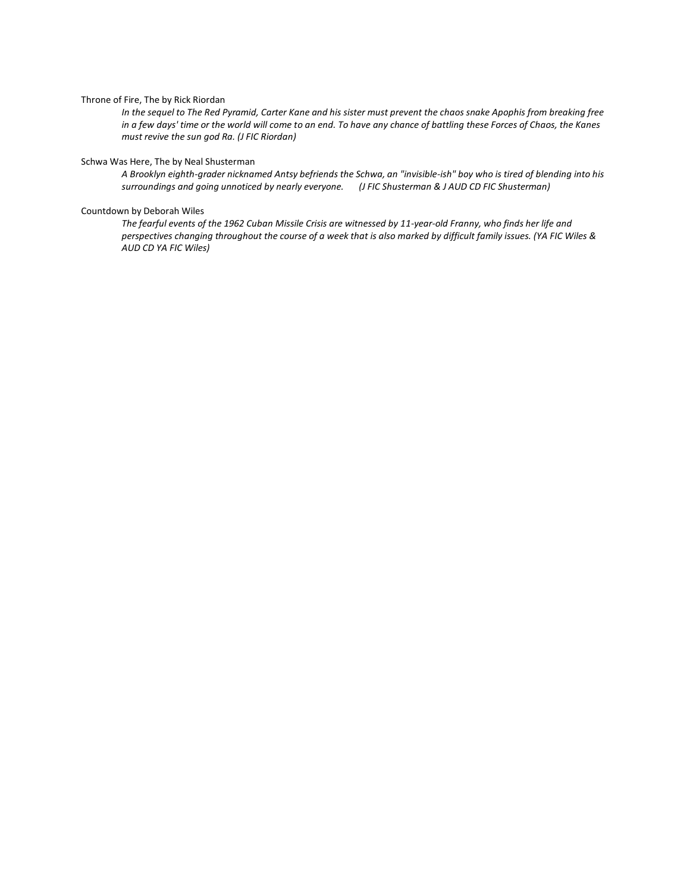Throne of Fire, The by Rick Riordan

*In the sequel to The Red Pyramid, Carter Kane and his sister must prevent the chaos snake Apophis from breaking free in a few days' time or the world will come to an end. To have any chance of battling these Forces of Chaos, the Kanes must revive the sun god Ra. (J FIC Riordan)*

Schwa Was Here, The by Neal Shusterman

*A Brooklyn eighth-grader nicknamed Antsy befriends the Schwa, an "invisible-ish" boy who is tired of blending into his surroundings and going unnoticed by nearly everyone. (J FIC Shusterman & J AUD CD FIC Shusterman)*

Countdown by Deborah Wiles

*The fearful events of the 1962 Cuban Missile Crisis are witnessed by 11-year-old Franny, who finds her life and perspectives changing throughout the course of a week that is also marked by difficult family issues. (YA FIC Wiles & AUD CD YA FIC Wiles)*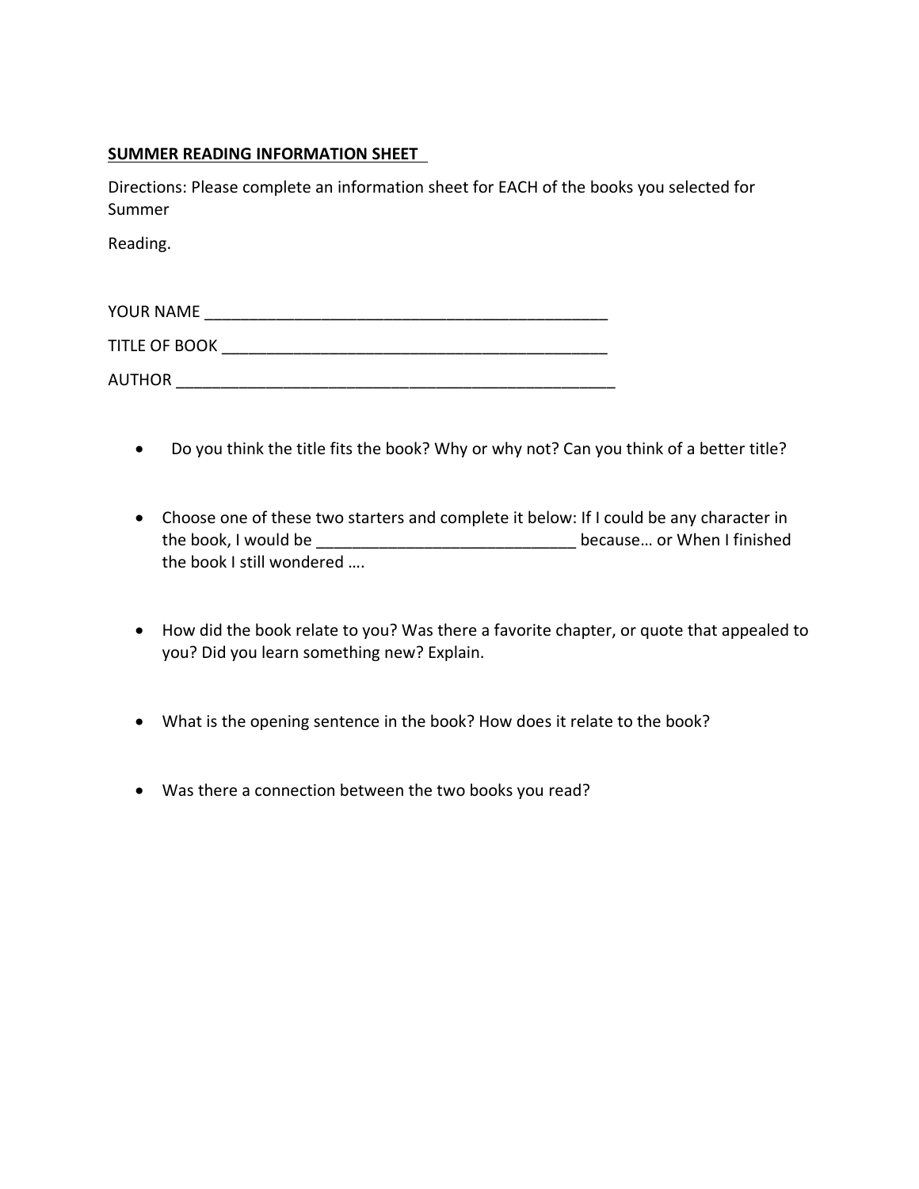**SUMMER READING INFORMATION SHEET**

Directions: Please complete an information sheet for EACH of the books you selected for Summer

Reading.

YOUR NAME _______________________________________________

TITLE OF BOOK ____________________________________________

AUTHOR ___________________________________________________

- Do you think the title fits the book? Why or why not? Can you think of a better title?
- Choose one of these two starters and complete it below: If I could be any character in the book, I would be ______________________________ because… or When I finished the book I still wondered ….
- How did the book relate to you? Was there a favorite chapter, or quote that appealed to you? Did you learn something new? Explain.
- What is the opening sentence in the book? How does it relate to the book?
- Was there a connection between the two books you read?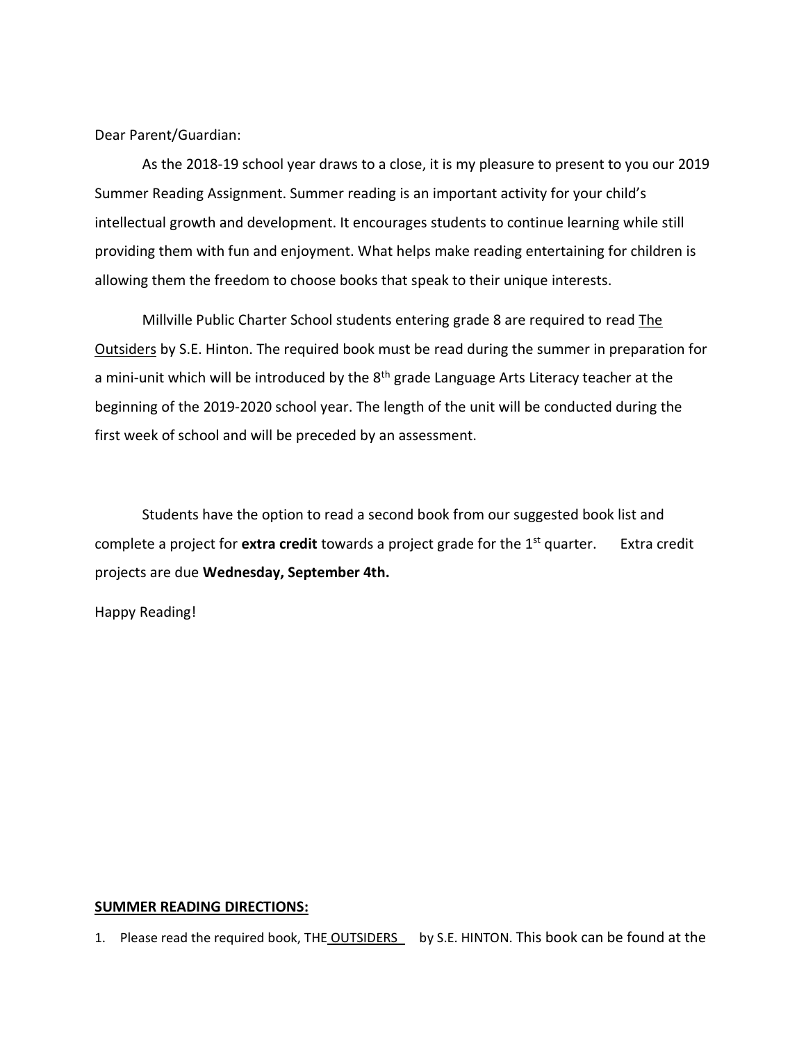Dear Parent/Guardian:

As the 2018-19 school year draws to a close, it is my pleasure to present to you our 2019 Summer Reading Assignment. Summer reading is an important activity for your child's intellectual growth and development. It encourages students to continue learning while still providing them with fun and enjoyment. What helps make reading entertaining for children is allowing them the freedom to choose books that speak to their unique interests.

Millville Public Charter School students entering grade 8 are required to read The Outsiders by S.E. Hinton. The required book must be read during the summer in preparation for a mini-unit which will be introduced by the 8th grade Language Arts Literacy teacher at the beginning of the 2019-2020 school year. The length of the unit will be conducted during the first week of school and will be preceded by an assessment.

Students have the option to read a second book from our suggested book list and complete a project for **extra credit** towards a project grade for the 1st quarter. Extra credit projects are due **Wednesday, September 4th.**

Happy Reading!

**SUMMER READING DIRECTIONS:**

1. Please read the required book, THE OUTSIDERS by S.E. HINTON. This book can be found at the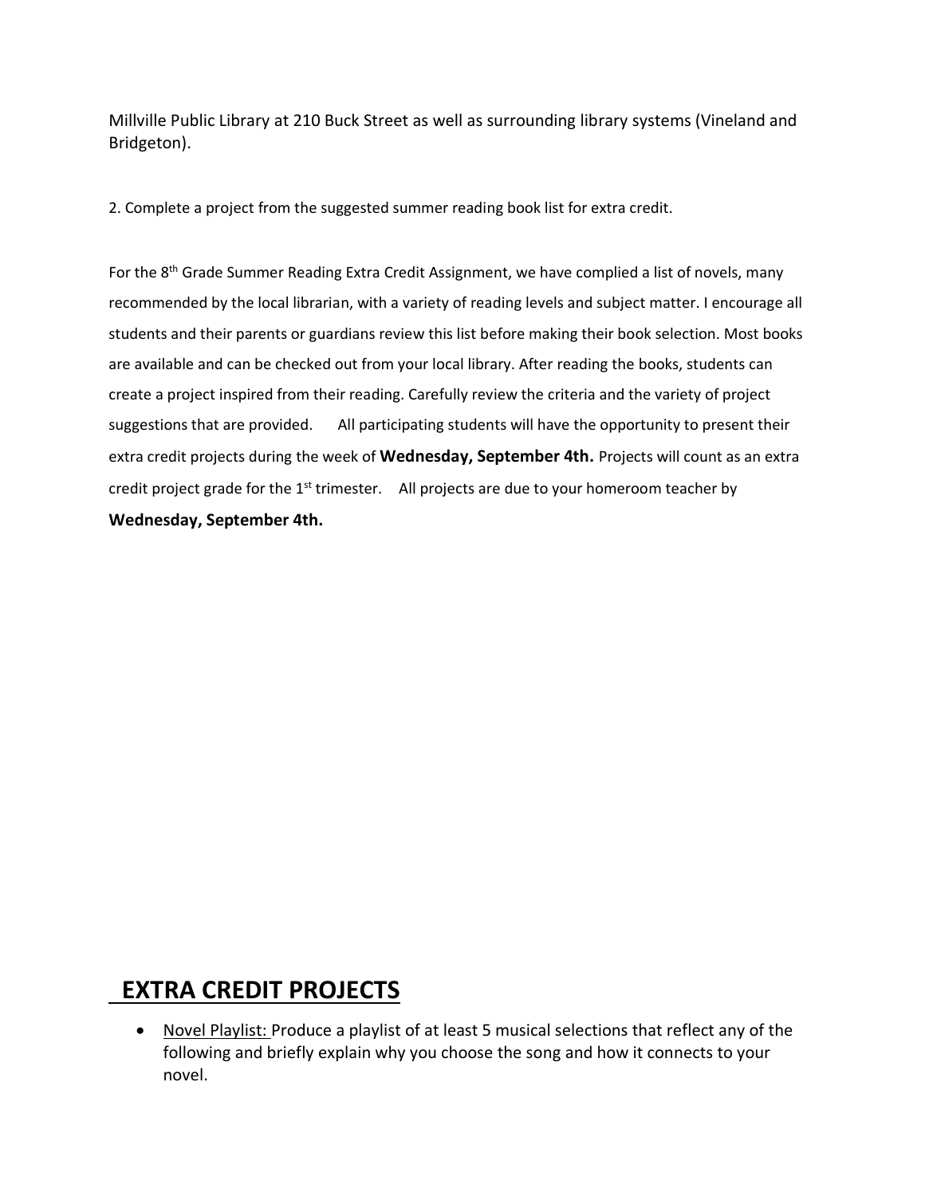Millville Public Library at 210 Buck Street as well as surrounding library systems (Vineland and Bridgeton).

2. Complete a project from the suggested summer reading book list for extra credit.

For the 8th Grade Summer Reading Extra Credit Assignment, we have complied a list of novels, many recommended by the local librarian, with a variety of reading levels and subject matter. I encourage all students and their parents or guardians review this list before making their book selection. Most books are available and can be checked out from your local library. After reading the books, students can create a project inspired from their reading. Carefully review the criteria and the variety of project suggestions that are provided. All participating students will have the opportunity to present their extra credit projects during the week of **Wednesday, September 4th.** Projects will count as an extra credit project grade for the 1st trimester. All projects are due to your homeroom teacher by **Wednesday, September 4th.**

## EXTRA CREDIT PROJECTS

- Novel Playlist: Produce a playlist of at least 5 musical selections that reflect any of the following and briefly explain why you choose the song and how it connects to your novel.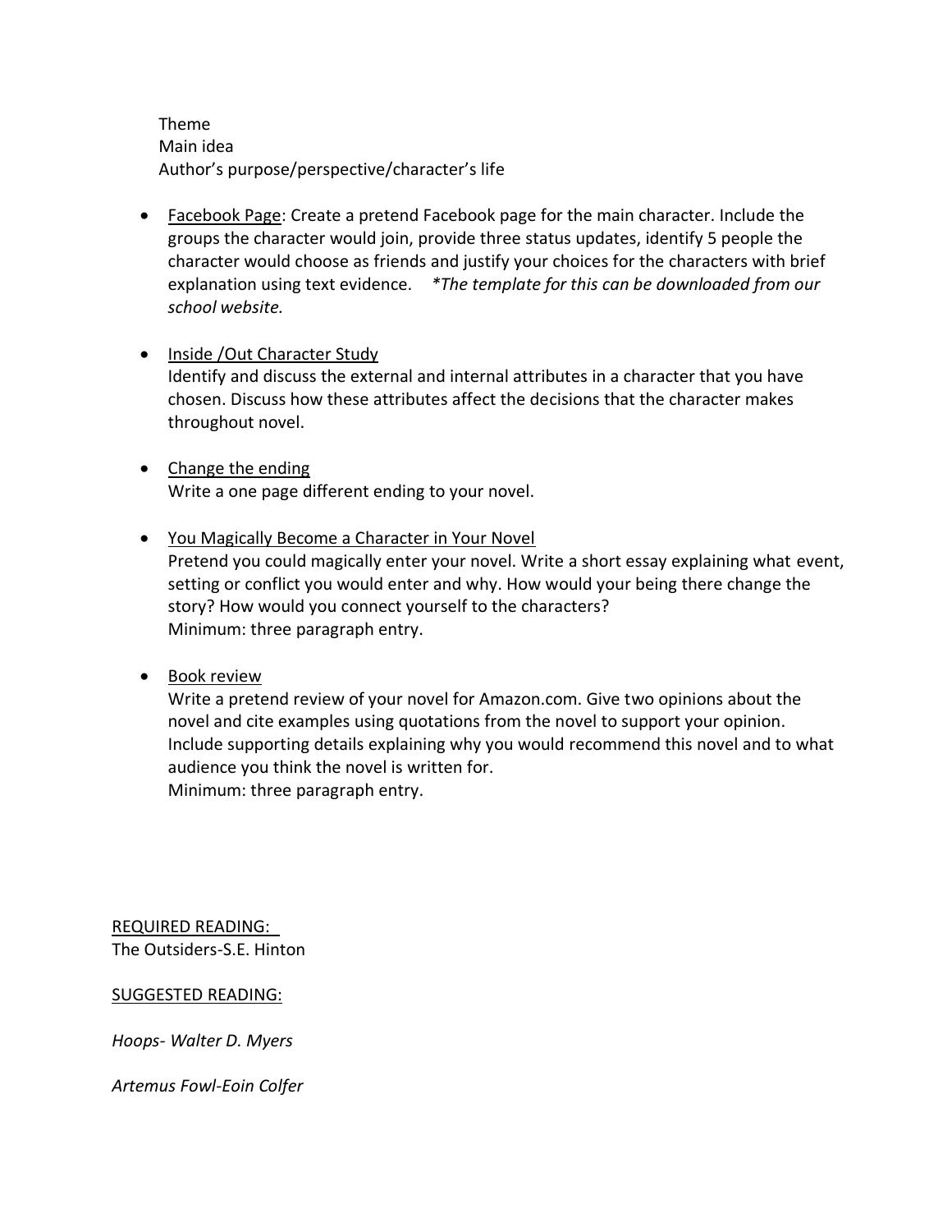Theme
Main idea
Author's purpose/perspective/character's life

- Facebook Page: Create a pretend Facebook page for the main character. Include the groups the character would join, provide three status updates, identify 5 people the character would choose as friends and justify your choices for the characters with brief explanation using text evidence. *\*The template for this can be downloaded from our school website.*

- Inside /Out Character Study
  Identify and discuss the external and internal attributes in a character that you have chosen. Discuss how these attributes affect the decisions that the character makes throughout novel.

- Change the ending
  Write a one page different ending to your novel.

- You Magically Become a Character in Your Novel
  Pretend you could magically enter your novel. Write a short essay explaining what event, setting or conflict you would enter and why. How would your being there change the story? How would you connect yourself to the characters?
  Minimum: three paragraph entry.

- Book review
  Write a pretend review of your novel for Amazon.com. Give two opinions about the novel and cite examples using quotations from the novel to support your opinion. Include supporting details explaining why you would recommend this novel and to what audience you think the novel is written for.
  Minimum: three paragraph entry.

REQUIRED READING:
The Outsiders-S.E. Hinton

SUGGESTED READING:

*Hoops- Walter D. Myers*

*Artemus Fowl-Eoin Colfer*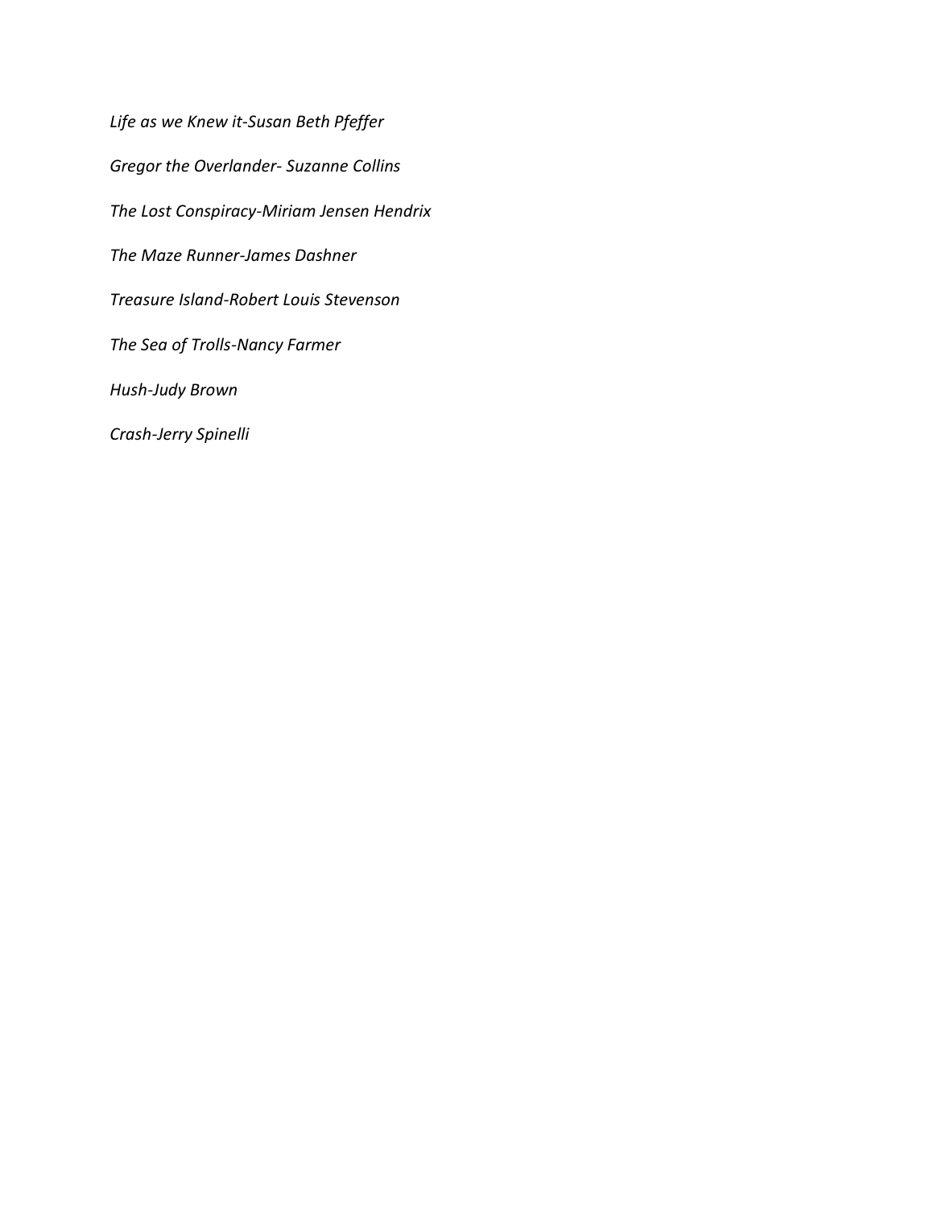*Life as we Knew it-Susan Beth Pfeffer*

*Gregor the Overlander- Suzanne Collins*

*The Lost Conspiracy-Miriam Jensen Hendrix*

*The Maze Runner-James Dashner*

*Treasure Island-Robert Louis Stevenson*

*The Sea of Trolls-Nancy Farmer*

*Hush-Judy Brown*

*Crash-Jerry Spinelli*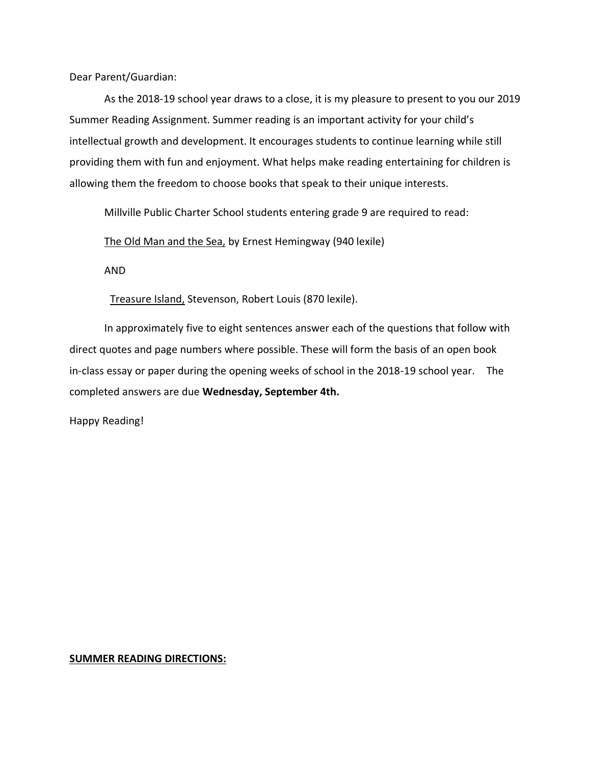Dear Parent/Guardian:

As the 2018-19 school year draws to a close, it is my pleasure to present to you our 2019 Summer Reading Assignment. Summer reading is an important activity for your child's intellectual growth and development. It encourages students to continue learning while still providing them with fun and enjoyment. What helps make reading entertaining for children is allowing them the freedom to choose books that speak to their unique interests.

Millville Public Charter School students entering grade 9 are required to read:

<u>The Old Man and the Sea,</u> by Ernest Hemingway (940 lexile)

AND

<u>Treasure Island,</u> Stevenson, Robert Louis (870 lexile).

In approximately five to eight sentences answer each of the questions that follow with direct quotes and page numbers where possible. These will form the basis of an open book in-class essay or paper during the opening weeks of school in the 2018-19 school year. The completed answers are due **Wednesday, September 4th.**

Happy Reading!

**<u>SUMMER READING DIRECTIONS:</u>**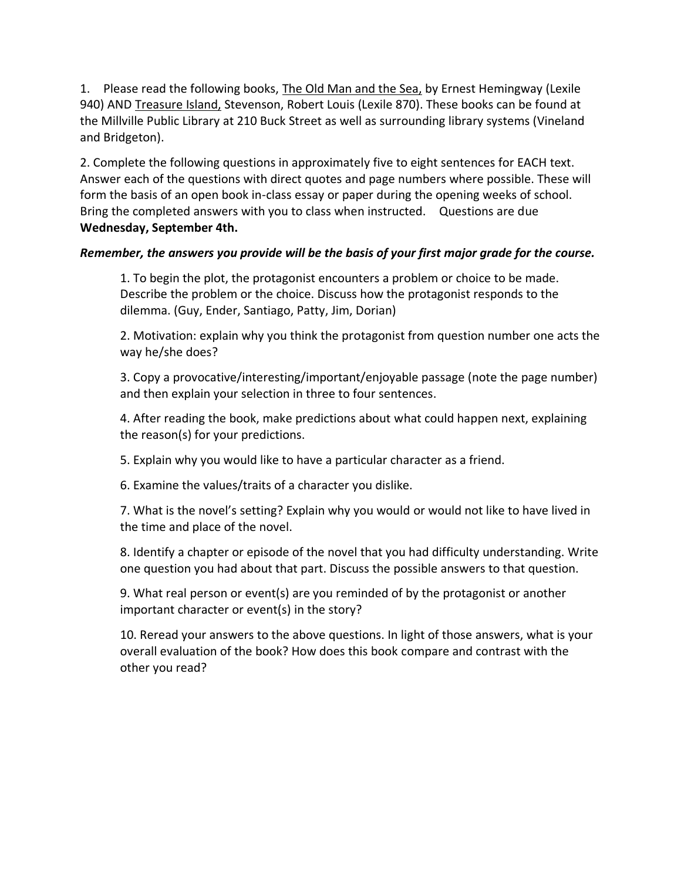1. Please read the following books, The Old Man and the Sea, by Ernest Hemingway (Lexile 940) AND Treasure Island, Stevenson, Robert Louis (Lexile 870). These books can be found at the Millville Public Library at 210 Buck Street as well as surrounding library systems (Vineland and Bridgeton).

2. Complete the following questions in approximately five to eight sentences for EACH text. Answer each of the questions with direct quotes and page numbers where possible. These will form the basis of an open book in-class essay or paper during the opening weeks of school. Bring the completed answers with you to class when instructed. Questions are due **Wednesday, September 4th.**

***Remember, the answers you provide will be the basis of your first major grade for the course.***

> 1. To begin the plot, the protagonist encounters a problem or choice to be made. Describe the problem or the choice. Discuss how the protagonist responds to the dilemma. (Guy, Ender, Santiago, Patty, Jim, Dorian)
>
> 2. Motivation: explain why you think the protagonist from question number one acts the way he/she does?
>
> 3. Copy a provocative/interesting/important/enjoyable passage (note the page number) and then explain your selection in three to four sentences.
>
> 4. After reading the book, make predictions about what could happen next, explaining the reason(s) for your predictions.
>
> 5. Explain why you would like to have a particular character as a friend.
>
> 6. Examine the values/traits of a character you dislike.
>
> 7. What is the novel's setting? Explain why you would or would not like to have lived in the time and place of the novel.
>
> 8. Identify a chapter or episode of the novel that you had difficulty understanding. Write one question you had about that part. Discuss the possible answers to that question.
>
> 9. What real person or event(s) are you reminded of by the protagonist or another important character or event(s) in the story?
>
> 10. Reread your answers to the above questions. In light of those answers, what is your overall evaluation of the book? How does this book compare and contrast with the other you read?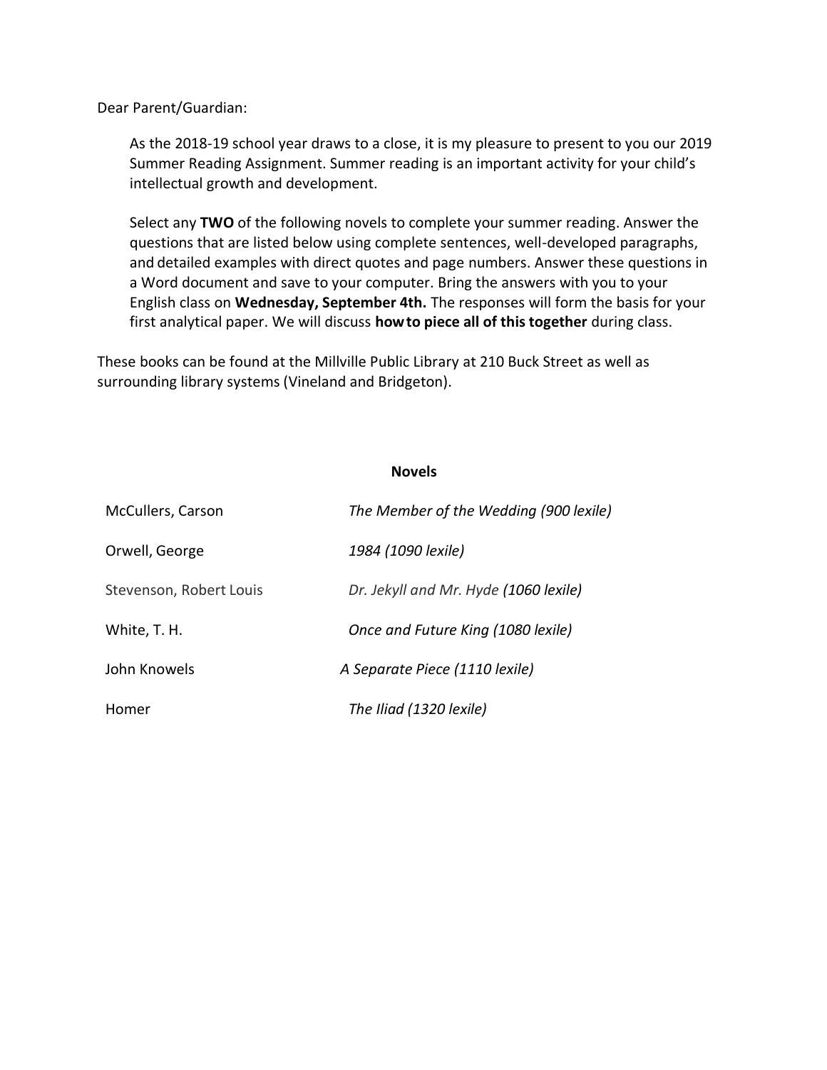Dear Parent/Guardian:

As the 2018-19 school year draws to a close, it is my pleasure to present to you our 2019 Summer Reading Assignment. Summer reading is an important activity for your child's intellectual growth and development.

Select any **TWO** of the following novels to complete your summer reading. Answer the questions that are listed below using complete sentences, well-developed paragraphs, and detailed examples with direct quotes and page numbers. Answer these questions in a Word document and save to your computer. Bring the answers with you to your English class on **Wednesday, September 4th.** The responses will form the basis for your first analytical paper. We will discuss **how to piece all of this together** during class.

These books can be found at the Millville Public Library at 210 Buck Street as well as surrounding library systems (Vineland and Bridgeton).

**Novels**

| | |
|---|---|
| McCullers, Carson | *The Member of the Wedding (900 lexile)* |
| Orwell, George | *1984 (1090 lexile)* |
| Stevenson, Robert Louis | *Dr. Jekyll and Mr. Hyde (1060 lexile)* |
| White, T. H. | *Once and Future King (1080 lexile)* |
| John Knowels | *A Separate Piece (1110 lexile)* |
| Homer | *The Iliad (1320 lexile)* |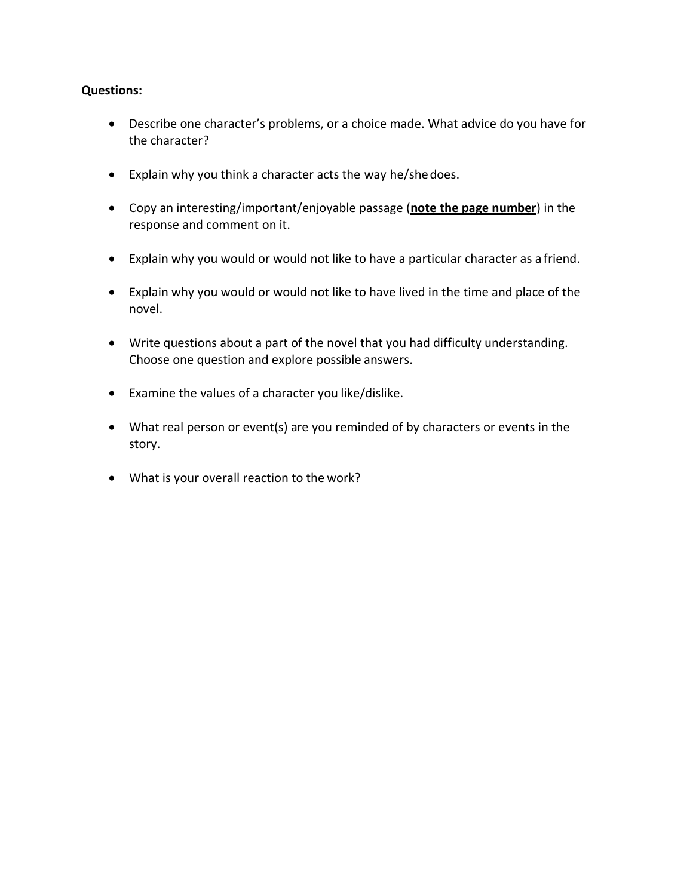**Questions:**

- Describe one character's problems, or a choice made. What advice do you have for the character?
- Explain why you think a character acts the way he/she does.
- Copy an interesting/important/enjoyable passage (**<u>note the page number</u>**) in the response and comment on it.
- Explain why you would or would not like to have a particular character as a friend.
- Explain why you would or would not like to have lived in the time and place of the novel.
- Write questions about a part of the novel that you had difficulty understanding. Choose one question and explore possible answers.
- Examine the values of a character you like/dislike.
- What real person or event(s) are you reminded of by characters or events in the story.
- What is your overall reaction to the work?